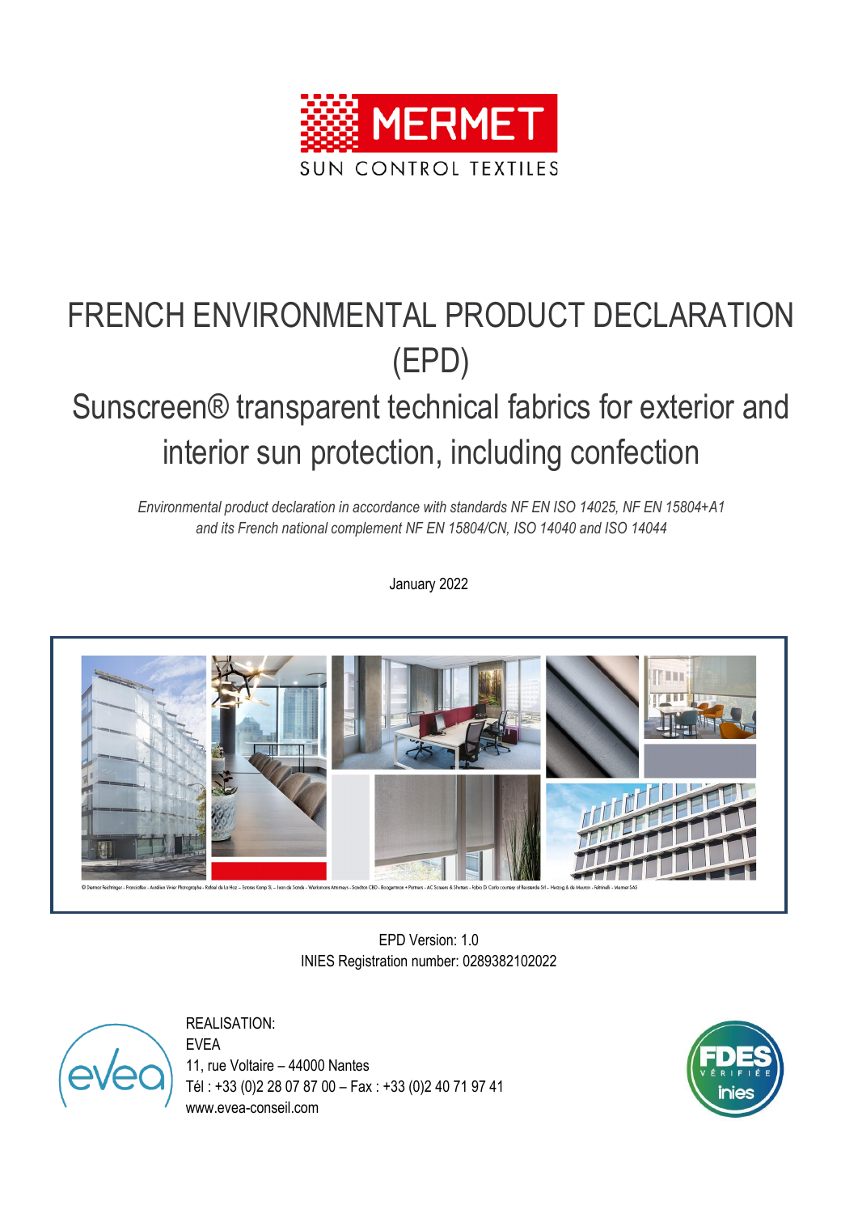MERMET

SUN CONTROL TEXTILES

# FRENCH ENVIRONMENTAL PRODUCT DECLARATION (EPD)

## Sunscreen® transparent technical fabrics for exterior and interior sun protection, including confection

*Environmental product declaration in accordance with standards NF EN ISO 14025, NF EN 15804+A1 and its French national complement NF EN 15804/CN, ISO 14040 and ISO 14044*

January 2022

© Dietmar Feichtinger - Francioflex - Aurélien Vivier Photographe - Rafael de La Hoz – Estores Kamp S. – Ivan de Sonde - Werkmans Attermays - Sandton CBD - Boogertman + Partners - AC Screens & Shutters - Fabio Di Carlo courtesy of Bassanda Srl – Herzog & de Meuron - Feltrinelli - Mermet SAS

EPD Version: 1.0

INIES Registration number: 0289382102022

REALISATION:
EVEA
11, rue Voltaire – 44000 Nantes
Tél : +33 (0)2 28 07 87 00 – Fax : +33 (0)2 40 71 97 41
www.evea-conseil.com

FDES VÉRIFIÉE inies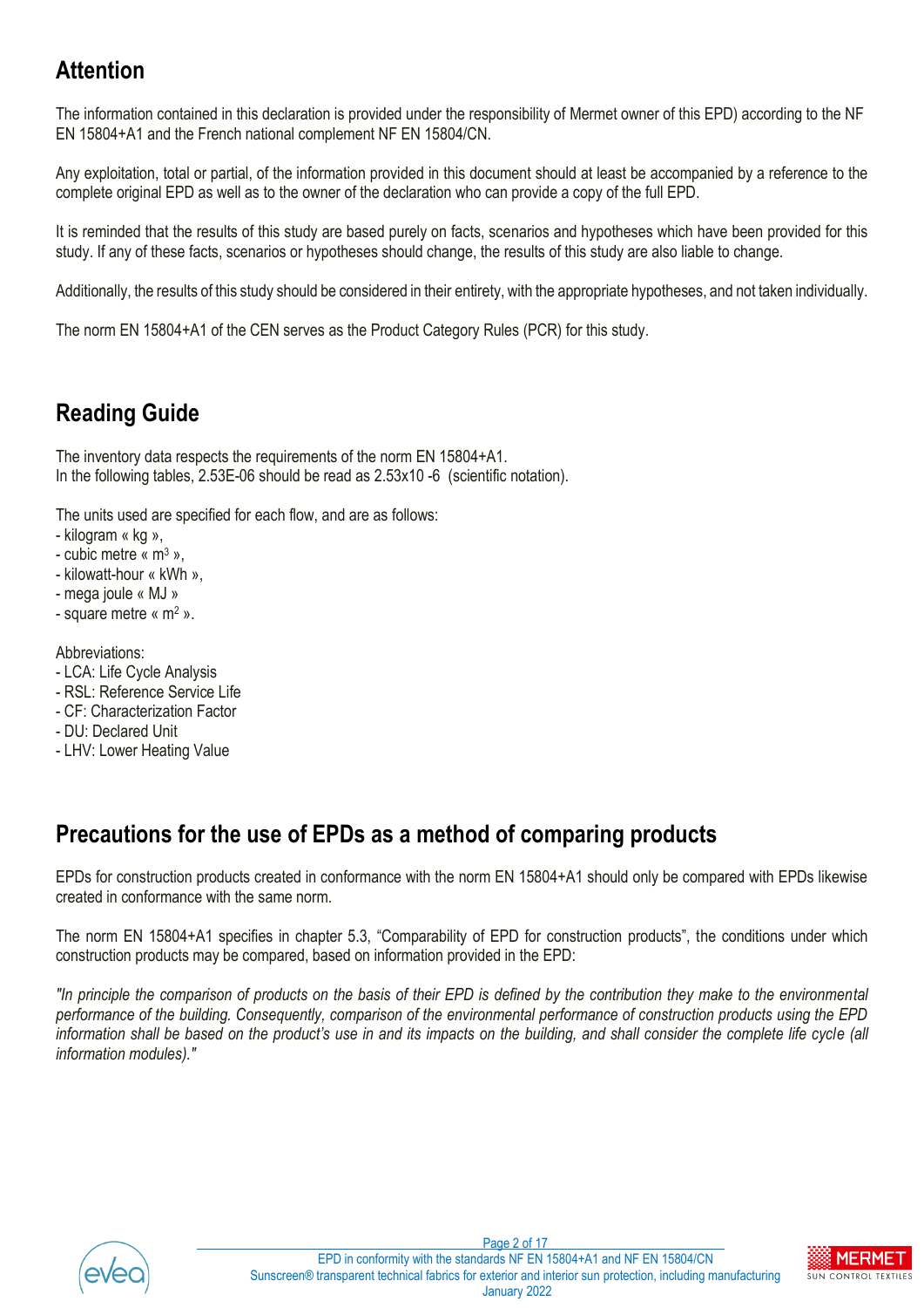## Attention

The information contained in this declaration is provided under the responsibility of Mermet owner of this EPD) according to the NF EN 15804+A1 and the French national complement NF EN 15804/CN.

Any exploitation, total or partial, of the information provided in this document should at least be accompanied by a reference to the complete original EPD as well as to the owner of the declaration who can provide a copy of the full EPD.

It is reminded that the results of this study are based purely on facts, scenarios and hypotheses which have been provided for this study. If any of these facts, scenarios or hypotheses should change, the results of this study are also liable to change.

Additionally, the results of this study should be considered in their entirety, with the appropriate hypotheses, and not taken individually.

The norm EN 15804+A1 of the CEN serves as the Product Category Rules (PCR) for this study.

## Reading Guide

The inventory data respects the requirements of the norm EN 15804+A1.
In the following tables, 2.53E-06 should be read as $2.53 \times 10^{-6}$ (scientific notation).

The units used are specified for each flow, and are as follows:
- kilogram « kg »,
- cubic metre « $m^3$ »,
- kilowatt-hour « kWh »,
- mega joule « MJ »
- square metre « $m^2$ ».

Abbreviations:
- LCA: Life Cycle Analysis
- RSL: Reference Service Life
- CF: Characterization Factor
- DU: Declared Unit
- LHV: Lower Heating Value

## Precautions for the use of EPDs as a method of comparing products

EPDs for construction products created in conformance with the norm EN 15804+A1 should only be compared with EPDs likewise created in conformance with the same norm.

The norm EN 15804+A1 specifies in chapter 5.3, "Comparability of EPD for construction products", the conditions under which construction products may be compared, based on information provided in the EPD:

*"In principle the comparison of products on the basis of their EPD is defined by the contribution they make to the environmental performance of the building. Consequently, comparison of the environmental performance of construction products using the EPD information shall be based on the product's use in and its impacts on the building, and shall consider the complete life cycle (all information modules)."*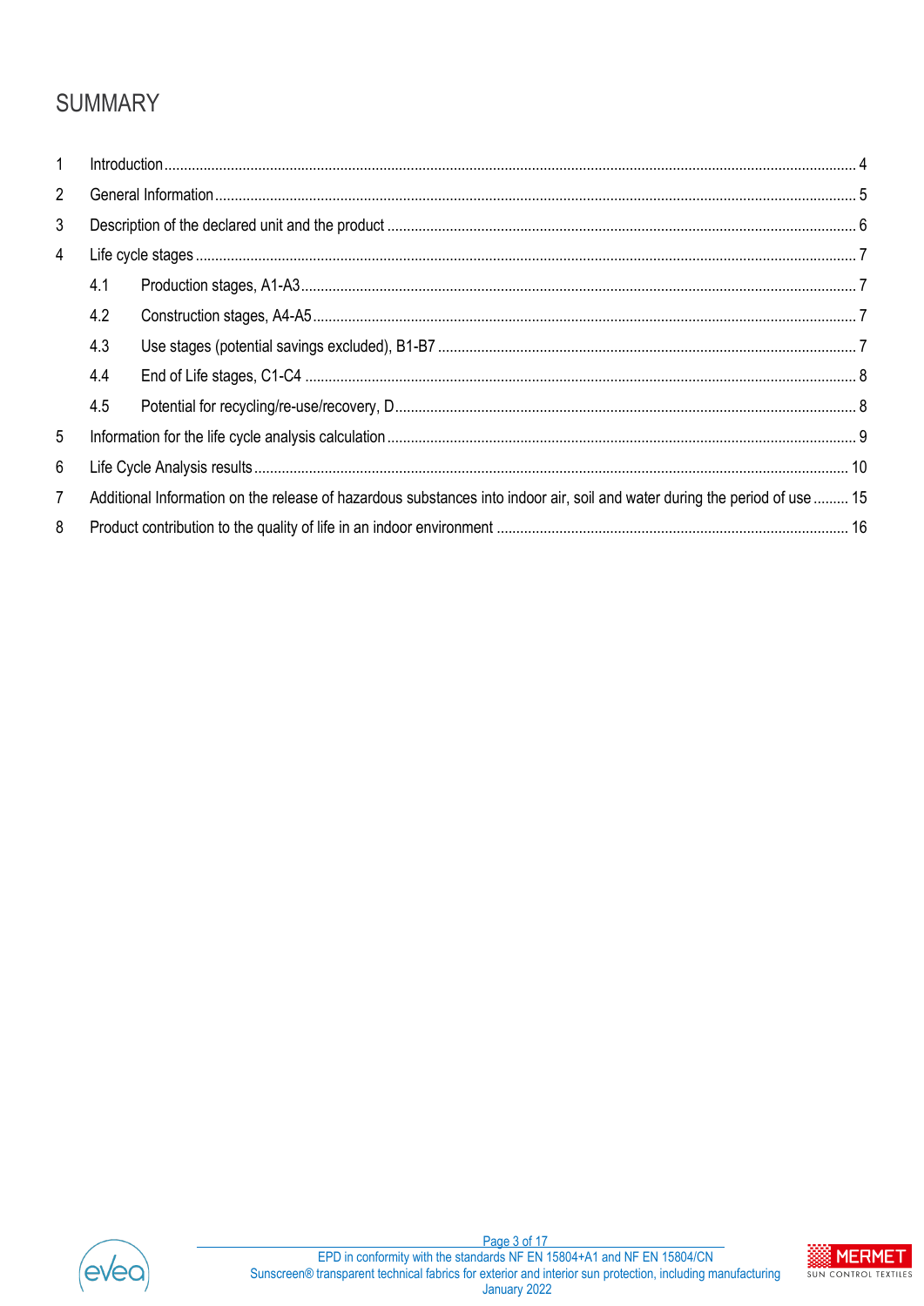# SUMMARY

1 Introduction ........ 4

2 General Information ........ 5

3 Description of the declared unit and the product ........ 6

4 Life cycle stages ........ 7

- 4.1 Production stages, A1-A3 ........ 7
- 4.2 Construction stages, A4-A5 ........ 7
- 4.3 Use stages (potential savings excluded), B1-B7 ........ 7
- 4.4 End of Life stages, C1-C4 ........ 8
- 4.5 Potential for recycling/re-use/recovery, D ........ 8

5 Information for the life cycle analysis calculation ........ 9

6 Life Cycle Analysis results ........ 10

7 Additional Information on the release of hazardous substances into indoor air, soil and water during the period of use ........ 15

8 Product contribution to the quality of life in an indoor environment ........ 16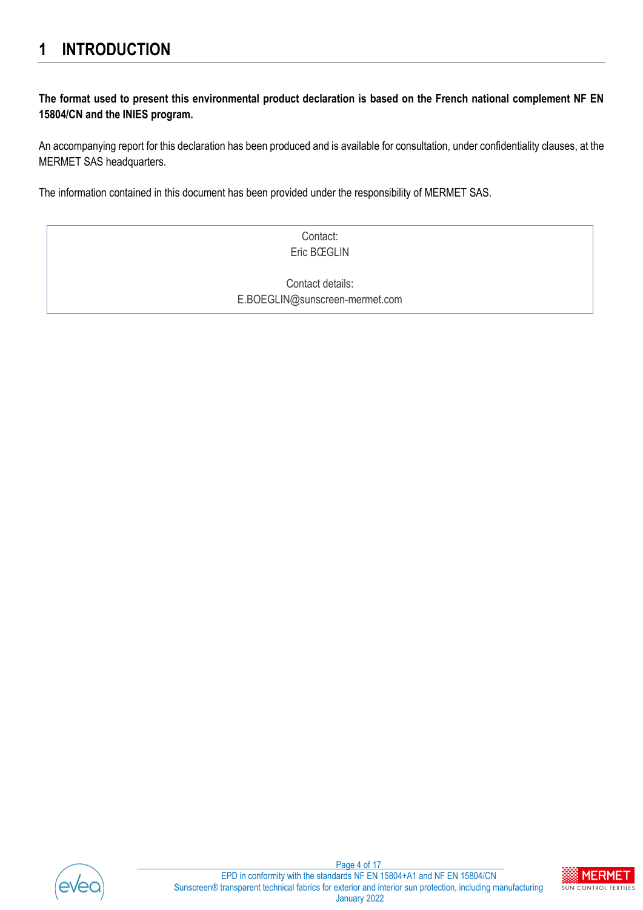# 1 INTRODUCTION

**The format used to present this environmental product declaration is based on the French national complement NF EN 15804/CN and the INIES program.**

An accompanying report for this declaration has been produced and is available for consultation, under confidentiality clauses, at the MERMET SAS headquarters.

The information contained in this document has been provided under the responsibility of MERMET SAS.

Contact:
Eric BŒGLIN

Contact details:
E.BOEGLIN@sunscreen-mermet.com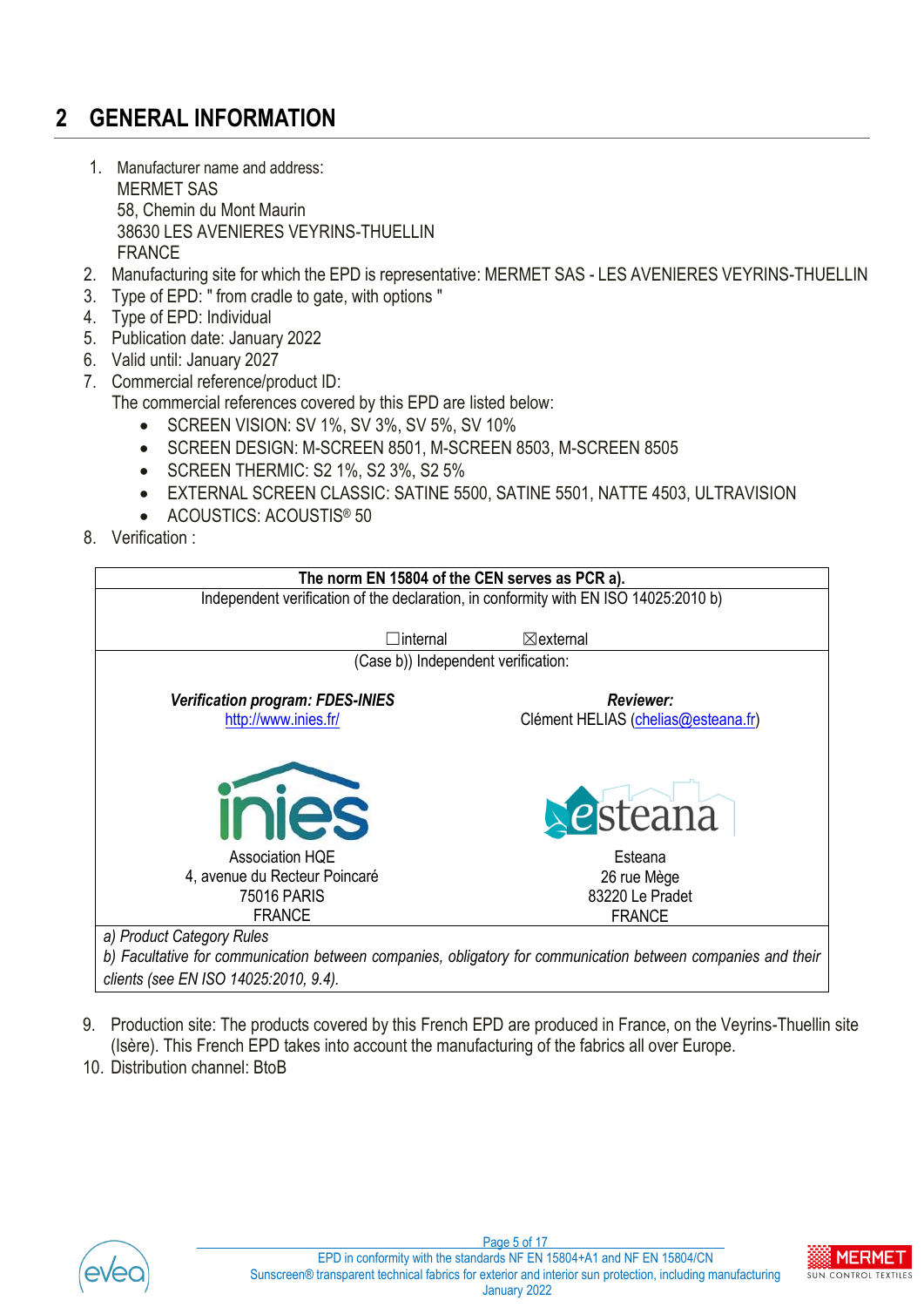## 2 GENERAL INFORMATION

1. Manufacturer name and address:
   MERMET SAS
   58, Chemin du Mont Maurin
   38630 LES AVENIERES VEYRINS-THUELLIN
   FRANCE
2. Manufacturing site for which the EPD is representative: MERMET SAS - LES AVENIERES VEYRINS-THUELLIN
3. Type of EPD: " from cradle to gate, with options "
4. Type of EPD: Individual
5. Publication date: January 2022
6. Valid until: January 2027
7. Commercial reference/product ID:
   The commercial references covered by this EPD are listed below:
   - SCREEN VISION: SV 1%, SV 3%, SV 5%, SV 10%
   - SCREEN DESIGN: M-SCREEN 8501, M-SCREEN 8503, M-SCREEN 8505
   - SCREEN THERMIC: S2 1%, S2 3%, S2 5%
   - EXTERNAL SCREEN CLASSIC: SATINE 5500, SATINE 5501, NATTE 4503, ULTRAVISION
   - ACOUSTICS: ACOUSTIS® 50
8. Verification :

| **The norm EN 15804 of the CEN serves as PCR a).** | |
|---|---|
| Independent verification of the declaration, in conformity with EN ISO 14025:2010 b) ☐internal ☒external | |
| (Case b)) Independent verification: | |
| ***Verification program: FDES-INIES*** http://www.inies.fr/ | ***Reviewer:*** Clément HELIAS (chelias@esteana.fr) |
| Association HQE 4, avenue du Recteur Poincaré 75016 PARIS FRANCE | Esteana 26 rue Mège 83220 Le Pradet FRANCE |
| *a) Product Category Rules* *b) Facultative for communication between companies, obligatory for communication between companies and their clients (see EN ISO 14025:2010, 9.4).* | |

9. Production site: The products covered by this French EPD are produced in France, on the Veyrins-Thuellin site (Isère). This French EPD takes into account the manufacturing of the fabrics all over Europe.
10. Distribution channel: BtoB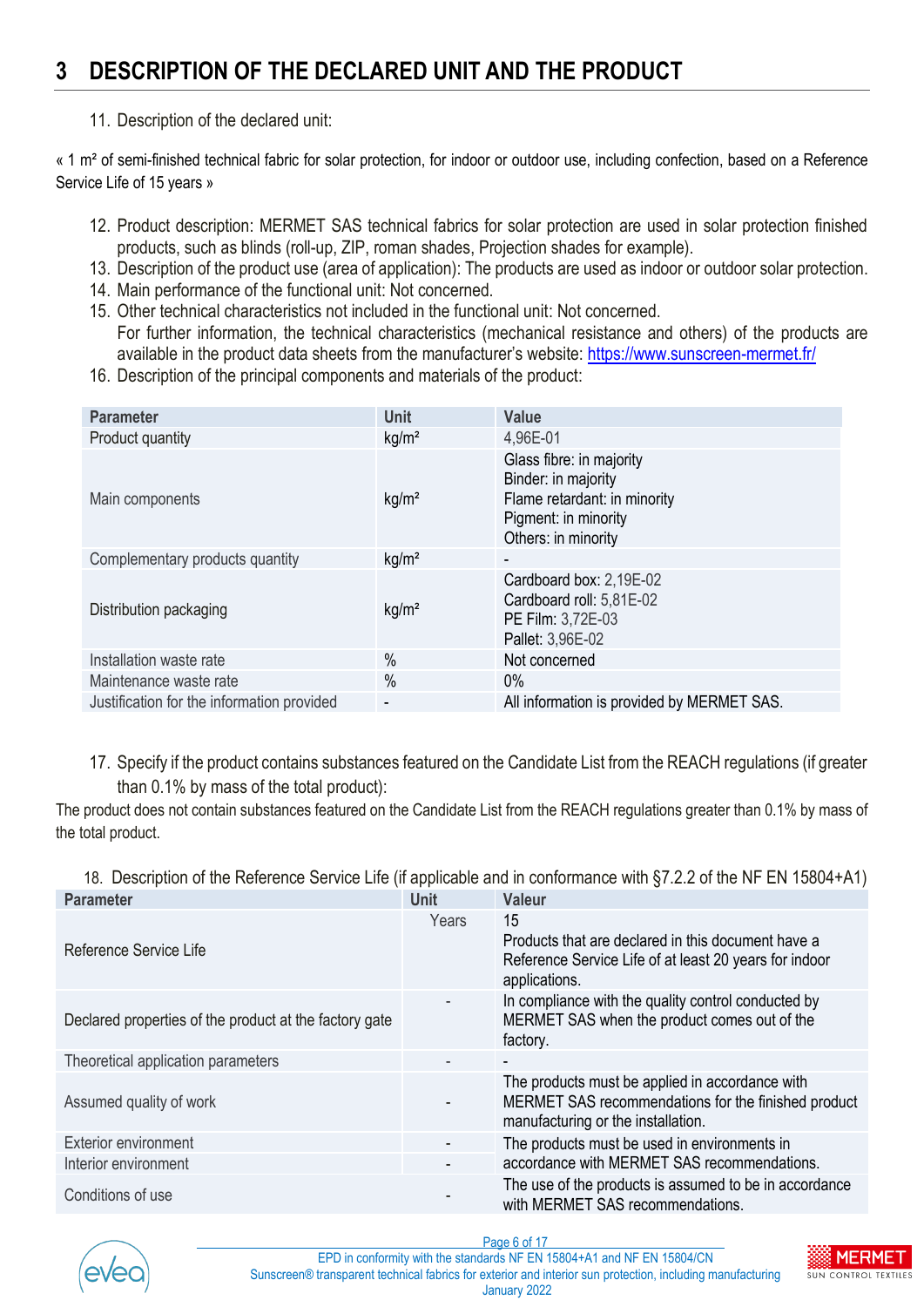# 3 DESCRIPTION OF THE DECLARED UNIT AND THE PRODUCT

11. Description of the declared unit:

« 1 m² of semi-finished technical fabric for solar protection, for indoor or outdoor use, including confection, based on a Reference Service Life of 15 years »

12. Product description: MERMET SAS technical fabrics for solar protection are used in solar protection finished products, such as blinds (roll-up, ZIP, roman shades, Projection shades for example).
13. Description of the product use (area of application): The products are used as indoor or outdoor solar protection.
14. Main performance of the functional unit: Not concerned.
15. Other technical characteristics not included in the functional unit: Not concerned.
    For further information, the technical characteristics (mechanical resistance and others) of the products are available in the product data sheets from the manufacturer's website: https://www.sunscreen-mermet.fr/
16. Description of the principal components and materials of the product:

| Parameter | Unit | Value |
|---|---|---|
| Product quantity | kg/m² | 4,96E-01 |
| Main components | kg/m² | Glass fibre: in majority<br>Binder: in majority<br>Flame retardant: in minority<br>Pigment: in minority<br>Others: in minority |
| Complementary products quantity | kg/m² | - |
| Distribution packaging | kg/m² | Cardboard box: 2,19E-02<br>Cardboard roll: 5,81E-02<br>PE Film: 3,72E-03<br>Pallet: 3,96E-02 |
| Installation waste rate | % | Not concerned |
| Maintenance waste rate | % | 0% |
| Justification for the information provided | - | All information is provided by MERMET SAS. |

17. Specify if the product contains substances featured on the Candidate List from the REACH regulations (if greater than 0.1% by mass of the total product):

The product does not contain substances featured on the Candidate List from the REACH regulations greater than 0.1% by mass of the total product.

18. Description of the Reference Service Life (if applicable and in conformance with §7.2.2 of the NF EN 15804+A1)

| Parameter | Unit | Valeur |
|---|---|---|
| Reference Service Life | Years | 15<br>Products that are declared in this document have a Reference Service Life of at least 20 years for indoor applications. |
| Declared properties of the product at the factory gate | - | In compliance with the quality control conducted by MERMET SAS when the product comes out of the factory. |
| Theoretical application parameters | - | - |
| Assumed quality of work | - | The products must be applied in accordance with MERMET SAS recommendations for the finished product manufacturing or the installation. |
| Exterior environment | - | The products must be used in environments in accordance with MERMET SAS recommendations. |
| Interior environment | - | |
| Conditions of use | - | The use of the products is assumed to be in accordance with MERMET SAS recommendations. |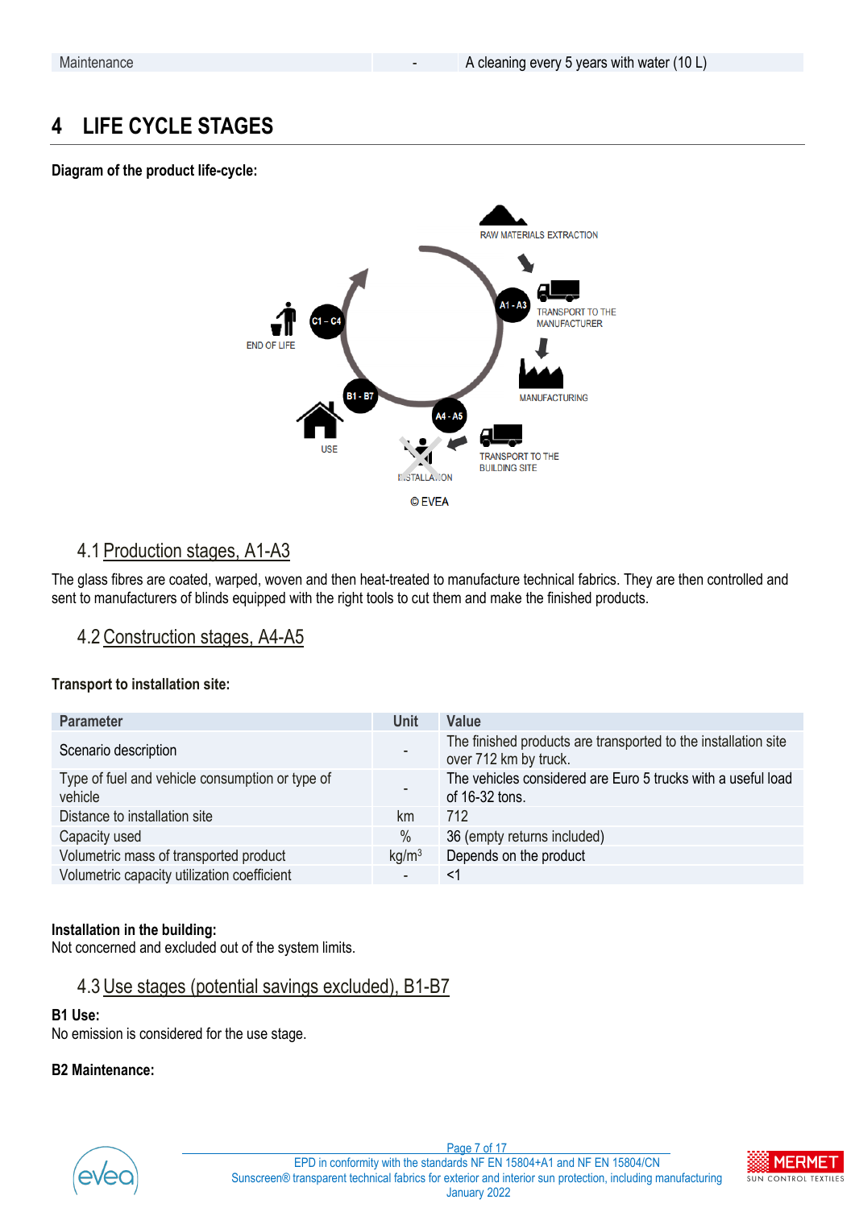| Maintenance | - | A cleaning every 5 years with water (10 L) |
|---|---|---|

# 4 LIFE CYCLE STAGES

**Diagram of the product life-cycle:**

RAW MATERIALS EXTRACTION

A1 - A3

TRANSPORT TO THE MANUFACTURER

MANUFACTURING

TRANSPORT TO THE BUILDING SITE

A4 - A5

INSTALLATION

B1 - B7

USE

C1 – C4

END OF LIFE

© EVEA

## 4.1 Production stages, A1-A3

The glass fibres are coated, warped, woven and then heat-treated to manufacture technical fabrics. They are then controlled and sent to manufacturers of blinds equipped with the right tools to cut them and make the finished products.

## 4.2 Construction stages, A4-A5

**Transport to installation site:**

| Parameter | Unit | Value |
|---|---|---|
| Scenario description | - | The finished products are transported to the installation site over 712 km by truck. |
| Type of fuel and vehicle consumption or type of vehicle | - | The vehicles considered are Euro 5 trucks with a useful load of 16-32 tons. |
| Distance to installation site | km | 712 |
| Capacity used | % | 36 (empty returns included) |
| Volumetric mass of transported product | kg/m$^3$ | Depends on the product |
| Volumetric capacity utilization coefficient | - | <1 |

**Installation in the building:**
Not concerned and excluded out of the system limits.

## 4.3 Use stages (potential savings excluded), B1-B7

**B1 Use:**
No emission is considered for the use stage.

**B2 Maintenance:**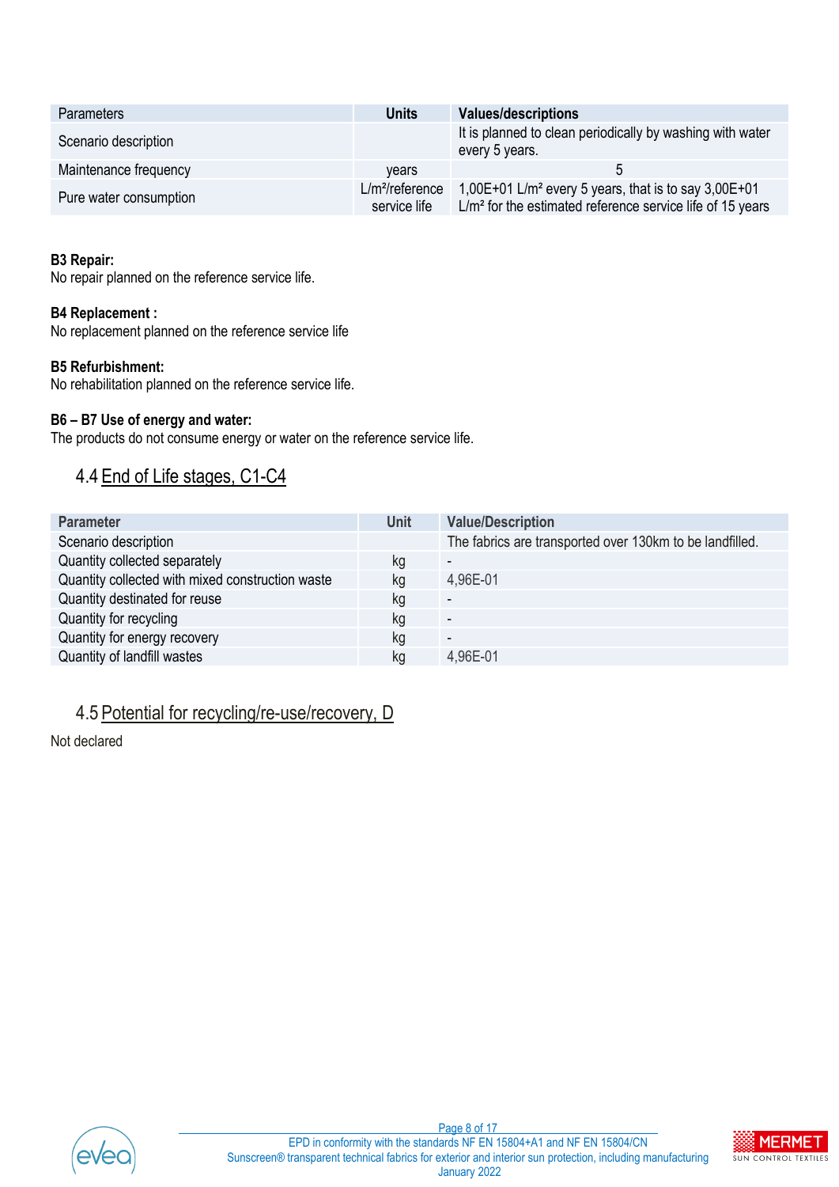| Parameters | Units | Values/descriptions |
|---|---|---|
| Scenario description | | It is planned to clean periodically by washing with water every 5 years. |
| Maintenance frequency | years | 5 |
| Pure water consumption | L/m²/reference service life | 1,00E+01 L/m² every 5 years, that is to say 3,00E+01 L/m² for the estimated reference service life of 15 years |

**B3 Repair:**
No repair planned on the reference service life.

**B4 Replacement :**
No replacement planned on the reference service life

**B5 Refurbishment:**
No rehabilitation planned on the reference service life.

**B6 – B7 Use of energy and water:**
The products do not consume energy or water on the reference service life.

## 4.4 End of Life stages, C1-C4

| Parameter | Unit | Value/Description |
|---|---|---|
| Scenario description | | The fabrics are transported over 130km to be landfilled. |
| Quantity collected separately | kg | - |
| Quantity collected with mixed construction waste | kg | 4,96E-01 |
| Quantity destinated for reuse | kg | - |
| Quantity for recycling | kg | - |
| Quantity for energy recovery | kg | - |
| Quantity of landfill wastes | kg | 4,96E-01 |

## 4.5 Potential for recycling/re-use/recovery, D

Not declared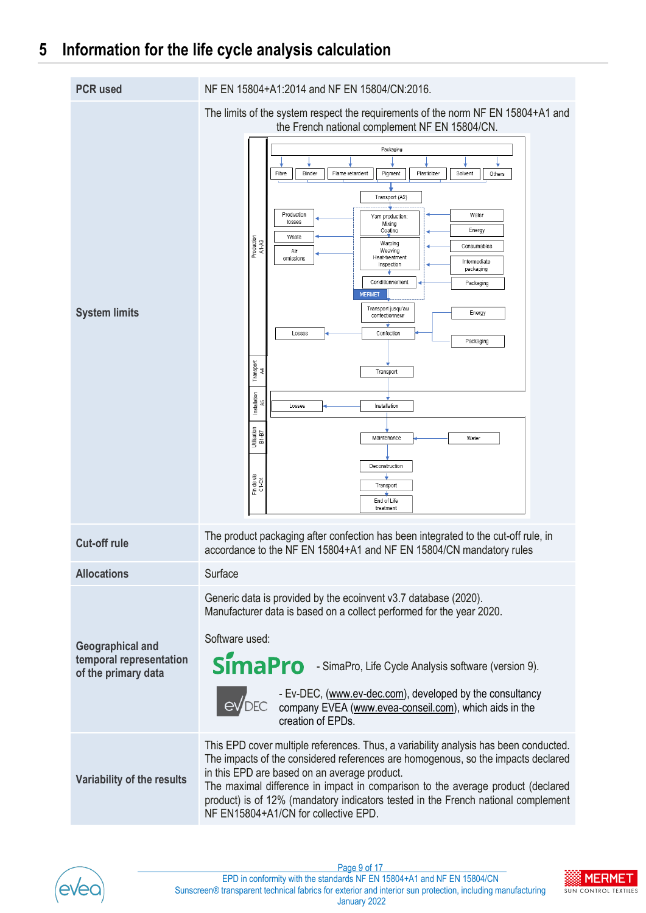## 5 Information for the life cycle analysis calculation

| | |
|---|---|
| **PCR used** | NF EN 15804+A1:2014 and NF EN 15804/CN:2016. |
| **System limits** | The limits of the system respect the requirements of the norm NF EN 15804+A1 and the French national complement NF EN 15804/CN. |
| **Cut-off rule** | The product packaging after confection has been integrated to the cut-off rule, in accordance to the NF EN 15804+A1 and NF EN 15804/CN mandatory rules |
| **Allocations** | Surface |
| **Geographical and temporal representation of the primary data** | Generic data is provided by the ecoinvent v3.7 database (2020). Manufacturer data is based on a collect performed for the year 2020. Software used: SimaPro - SimaPro, Life Cycle Analysis software (version 9). evDEC - Ev-DEC, (www.ev-dec.com), developed by the consultancy company EVEA (www.evea-conseil.com), which aids in the creation of EPDs. |
| **Variability of the results** | This EPD cover multiple references. Thus, a variability analysis has been conducted. The impacts of the considered references are homogenous, so the impacts declared in this EPD are based on an average product. The maximal difference in impact in comparison to the average product (declared product) is of 12% (mandatory indicators tested in the French national complement NF EN15804+A1/CN for collective EPD. |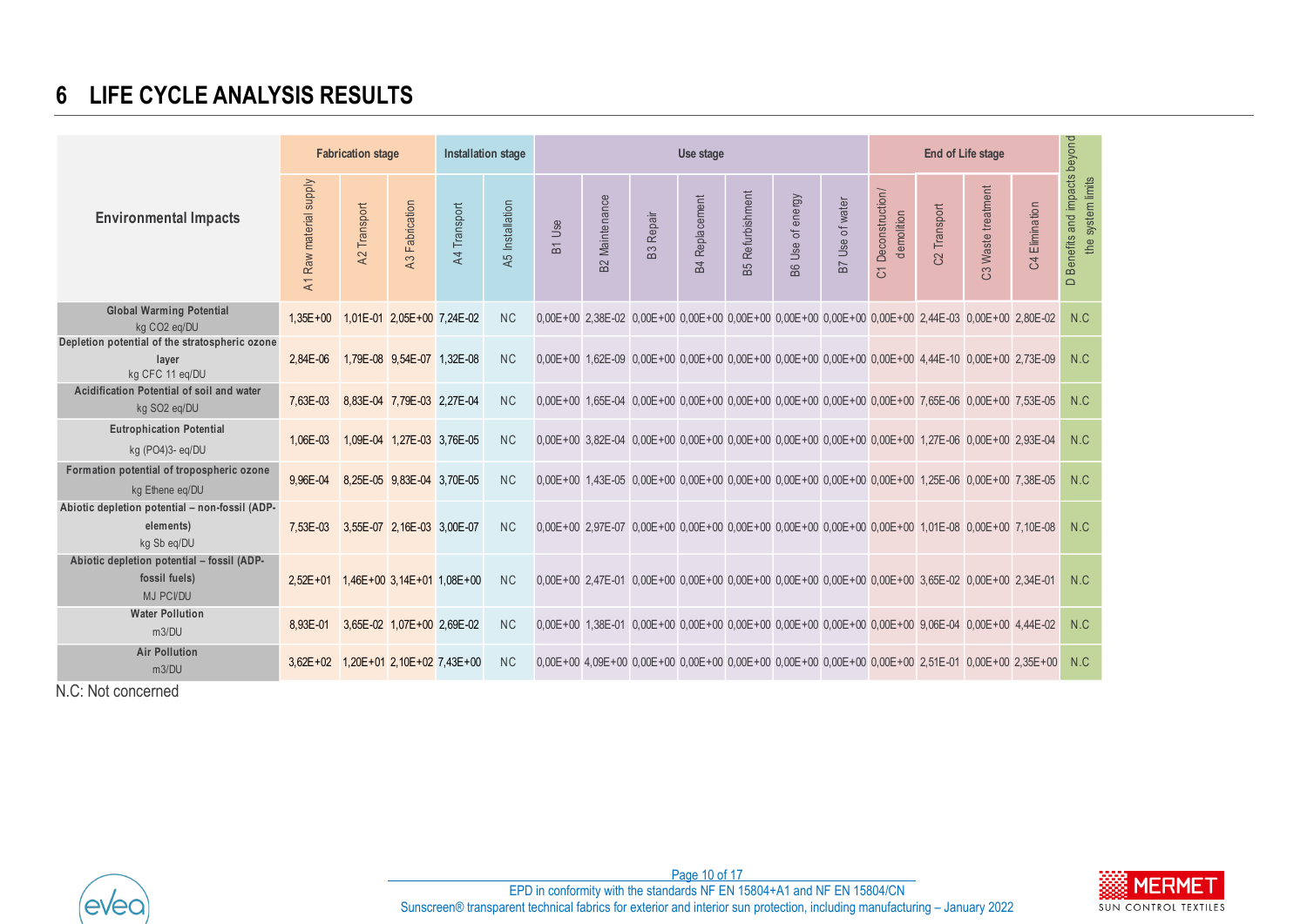# 6 LIFE CYCLE ANALYSIS RESULTS

| Environmental Impacts | Fabrication stage | | | Installation stage | | Use stage | | | | | | | End of Life stage | | | | D Benefits and impacts beyond the system limits |
|---|---|---|---|---|---|---|---|---|---|---|---|---|---|---|---|---|---|
| | A1 Raw material supply | A2 Transport | A3 Fabrication | A4 Transport | A5 Installation | B1 Use | B2 Maintenance | B3 Repair | B4 Replacement | B5 Refurbishment | B6 Use of energy | B7 Use of water | C1 Deconstruction/ demolition | C2 Transport | C3 Waste treatment | C4 Elimination | |
| **Global Warming Potential** kg CO2 eq/DU | 1,35E+00 | 1,01E-01 | 2,05E+00 | 7,24E-02 | NC | 0,00E+00 | 2,38E-02 | 0,00E+00 | 0,00E+00 | 0,00E+00 | 0,00E+00 | 0,00E+00 | 0,00E+00 | 2,44E-03 | 0,00E+00 | 2,80E-02 | N.C |
| **Depletion potential of the stratospheric ozone layer** kg CFC 11 eq/DU | 2,84E-06 | 1,79E-08 | 9,54E-07 | 1,32E-08 | NC | 0,00E+00 | 1,62E-09 | 0,00E+00 | 0,00E+00 | 0,00E+00 | 0,00E+00 | 0,00E+00 | 0,00E+00 | 4,44E-10 | 0,00E+00 | 2,73E-09 | N.C |
| **Acidification Potential of soil and water** kg SO2 eq/DU | 7,63E-03 | 8,83E-04 | 7,79E-03 | 2,27E-04 | NC | 0,00E+00 | 1,65E-04 | 0,00E+00 | 0,00E+00 | 0,00E+00 | 0,00E+00 | 0,00E+00 | 0,00E+00 | 7,65E-06 | 0,00E+00 | 7,53E-05 | N.C |
| **Eutrophication Potential** kg (PO4)3- eq/DU | 1,06E-03 | 1,09E-04 | 1,27E-03 | 3,76E-05 | NC | 0,00E+00 | 3,82E-04 | 0,00E+00 | 0,00E+00 | 0,00E+00 | 0,00E+00 | 0,00E+00 | 0,00E+00 | 1,27E-06 | 0,00E+00 | 2,93E-04 | N.C |
| **Formation potential of tropospheric ozone** kg Ethene eq/DU | 9,96E-04 | 8,25E-05 | 9,83E-04 | 3,70E-05 | NC | 0,00E+00 | 1,43E-05 | 0,00E+00 | 0,00E+00 | 0,00E+00 | 0,00E+00 | 0,00E+00 | 0,00E+00 | 1,25E-06 | 0,00E+00 | 7,38E-05 | N.C |
| **Abiotic depletion potential – non-fossil (ADP-elements)** kg Sb eq/DU | 7,53E-03 | 3,55E-07 | 2,16E-03 | 3,00E-07 | NC | 0,00E+00 | 2,97E-07 | 0,00E+00 | 0,00E+00 | 0,00E+00 | 0,00E+00 | 0,00E+00 | 0,00E+00 | 1,01E-08 | 0,00E+00 | 7,10E-08 | N.C |
| **Abiotic depletion potential – fossil (ADP-fossil fuels)** MJ PCI/DU | 2,52E+01 | 1,46E+00 | 3,14E+01 | 1,08E+00 | NC | 0,00E+00 | 2,47E-01 | 0,00E+00 | 0,00E+00 | 0,00E+00 | 0,00E+00 | 0,00E+00 | 0,00E+00 | 3,65E-02 | 0,00E+00 | 2,34E-01 | N.C |
| **Water Pollution** m3/DU | 8,93E-01 | 3,65E-02 | 1,07E+00 | 2,69E-02 | NC | 0,00E+00 | 1,38E-01 | 0,00E+00 | 0,00E+00 | 0,00E+00 | 0,00E+00 | 0,00E+00 | 0,00E+00 | 9,06E-04 | 0,00E+00 | 4,44E-02 | N.C |
| **Air Pollution** m3/DU | 3,62E+02 | 1,20E+01 | 2,10E+02 | 7,43E+00 | NC | 0,00E+00 | 4,09E+00 | 0,00E+00 | 0,00E+00 | 0,00E+00 | 0,00E+00 | 0,00E+00 | 0,00E+00 | 2,51E-01 | 0,00E+00 | 2,35E+00 | N.C |

N.C: Not concerned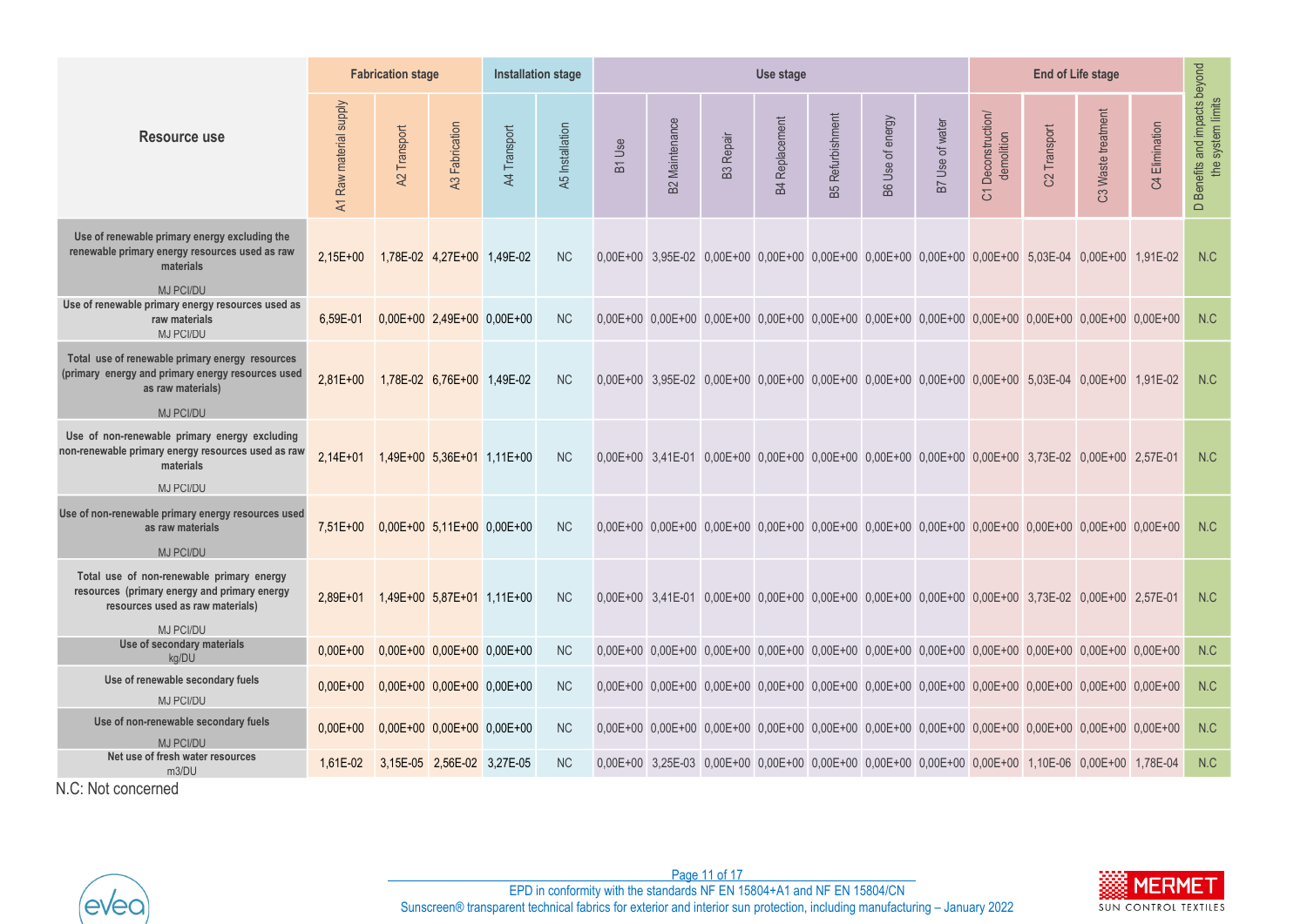| Resource use | Fabrication stage | | | Installation stage | | Use stage | | | | | | | End of Life stage | | | | D Benefits and impacts beyond the system limits |
|---|---|---|---|---|---|---|---|---|---|---|---|---|---|---|---|---|---|
| | A1 Raw material supply | A2 Transport | A3 Fabrication | A4 Transport | A5 Installation | B1 Use | B2 Maintenance | B3 Repair | B4 Replacement | B5 Refurbishment | B6 Use of energy | B7 Use of water | C1 Deconstruction/ demolition | C2 Transport | C3 Waste treatment | C4 Elimination | |
| Use of renewable primary energy excluding the renewable primary energy resources used as raw materials MJ PCI/DU | 2,15E+00 | 1,78E-02 | 4,27E+00 | 1,49E-02 | NC | 0,00E+00 | 3,95E-02 | 0,00E+00 | 0,00E+00 | 0,00E+00 | 0,00E+00 | 0,00E+00 | 0,00E+00 | 5,03E-04 | 0,00E+00 | 1,91E-02 | N.C |
| Use of renewable primary energy resources used as raw materials MJ PCI/DU | 6,59E-01 | 0,00E+00 | 2,49E+00 | 0,00E+00 | NC | 0,00E+00 | 0,00E+00 | 0,00E+00 | 0,00E+00 | 0,00E+00 | 0,00E+00 | 0,00E+00 | 0,00E+00 | 0,00E+00 | 0,00E+00 | 0,00E+00 | N.C |
| Total use of renewable primary energy resources (primary energy and primary energy resources used as raw materials) MJ PCI/DU | 2,81E+00 | 1,78E-02 | 6,76E+00 | 1,49E-02 | NC | 0,00E+00 | 3,95E-02 | 0,00E+00 | 0,00E+00 | 0,00E+00 | 0,00E+00 | 0,00E+00 | 0,00E+00 | 5,03E-04 | 0,00E+00 | 1,91E-02 | N.C |
| Use of non-renewable primary energy excluding non-renewable primary energy resources used as raw materials MJ PCI/DU | 2,14E+01 | 1,49E+00 | 5,36E+01 | 1,11E+00 | NC | 0,00E+00 | 3,41E-01 | 0,00E+00 | 0,00E+00 | 0,00E+00 | 0,00E+00 | 0,00E+00 | 0,00E+00 | 3,73E-02 | 0,00E+00 | 2,57E-01 | N.C |
| Use of non-renewable primary energy resources used as raw materials MJ PCI/DU | 7,51E+00 | 0,00E+00 | 5,11E+00 | 0,00E+00 | NC | 0,00E+00 | 0,00E+00 | 0,00E+00 | 0,00E+00 | 0,00E+00 | 0,00E+00 | 0,00E+00 | 0,00E+00 | 0,00E+00 | 0,00E+00 | 0,00E+00 | N.C |
| Total use of non-renewable primary energy resources (primary energy and primary energy resources used as raw materials) MJ PCI/DU | 2,89E+01 | 1,49E+00 | 5,87E+01 | 1,11E+00 | NC | 0,00E+00 | 3,41E-01 | 0,00E+00 | 0,00E+00 | 0,00E+00 | 0,00E+00 | 0,00E+00 | 0,00E+00 | 3,73E-02 | 0,00E+00 | 2,57E-01 | N.C |
| Use of secondary materials kg/DU | 0,00E+00 | 0,00E+00 | 0,00E+00 | 0,00E+00 | NC | 0,00E+00 | 0,00E+00 | 0,00E+00 | 0,00E+00 | 0,00E+00 | 0,00E+00 | 0,00E+00 | 0,00E+00 | 0,00E+00 | 0,00E+00 | 0,00E+00 | N.C |
| Use of renewable secondary fuels MJ PCI/DU | 0,00E+00 | 0,00E+00 | 0,00E+00 | 0,00E+00 | NC | 0,00E+00 | 0,00E+00 | 0,00E+00 | 0,00E+00 | 0,00E+00 | 0,00E+00 | 0,00E+00 | 0,00E+00 | 0,00E+00 | 0,00E+00 | 0,00E+00 | N.C |
| Use of non-renewable secondary fuels MJ PCI/DU | 0,00E+00 | 0,00E+00 | 0,00E+00 | 0,00E+00 | NC | 0,00E+00 | 0,00E+00 | 0,00E+00 | 0,00E+00 | 0,00E+00 | 0,00E+00 | 0,00E+00 | 0,00E+00 | 0,00E+00 | 0,00E+00 | 0,00E+00 | N.C |
| Net use of fresh water resources m3/DU | 1,61E-02 | 3,15E-05 | 2,56E-02 | 3,27E-05 | NC | 0,00E+00 | 3,25E-03 | 0,00E+00 | 0,00E+00 | 0,00E+00 | 0,00E+00 | 0,00E+00 | 0,00E+00 | 1,10E-06 | 0,00E+00 | 1,78E-04 | N.C |

N.C: Not concerned

EPD in conformity with the standards NF EN 15804+A1 and NF EN 15804/CN
Sunscreen® transparent technical fabrics for exterior and interior sun protection, including manufacturing – January 2022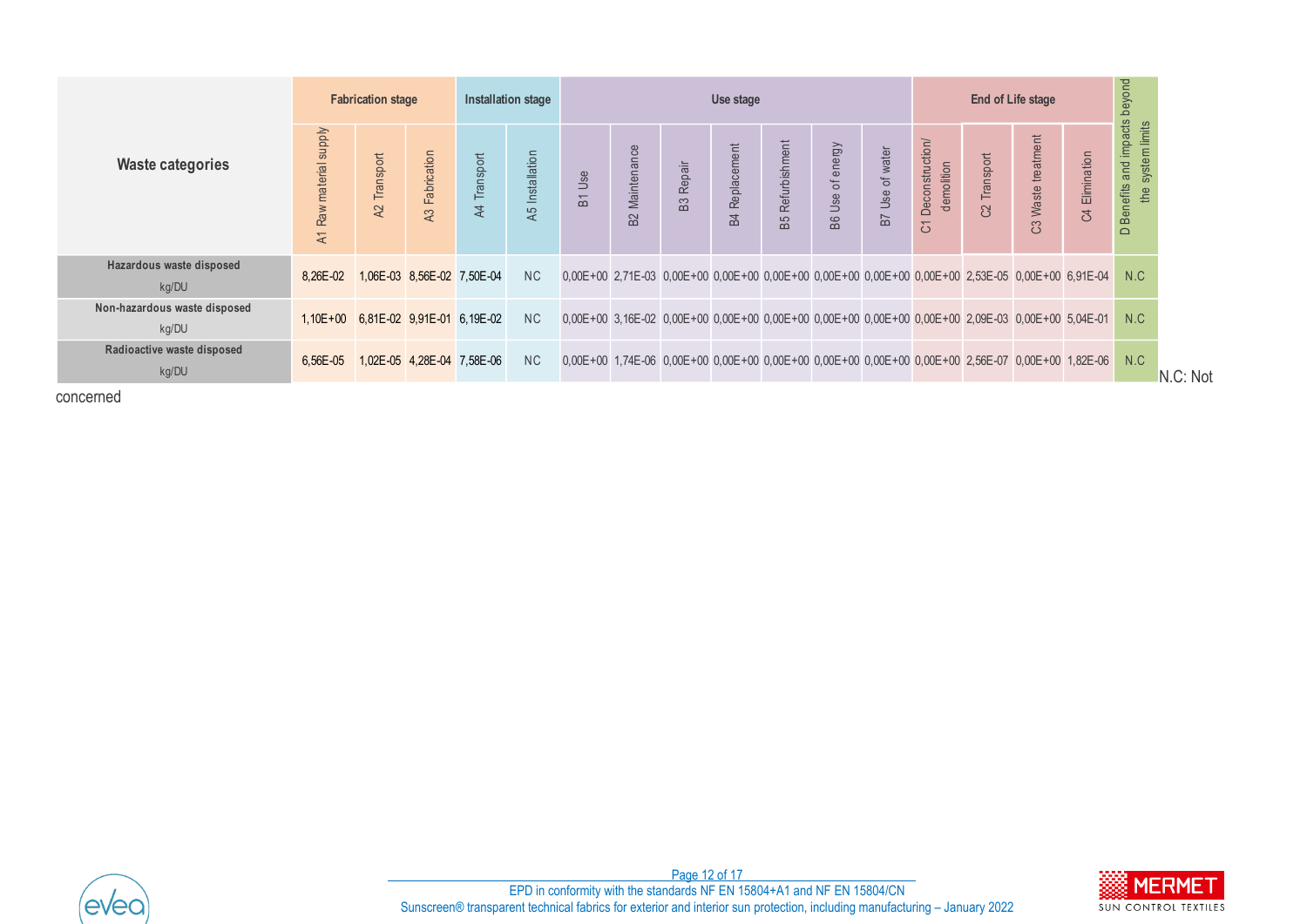| Waste categories | Fabrication stage | | | Installation stage | | Use stage | | | | | | | End of Life stage | | | | D Benefits and impacts beyond the system limits |
|---|---|---|---|---|---|---|---|---|---|---|---|---|---|---|---|---|---|
| | A1 Raw material supply | A2 Transport | A3 Fabrication | A4 Transport | A5 Installation | B1 Use | B2 Maintenance | B3 Repair | B4 Replacement | B5 Refurbishment | B6 Use of energy | B7 Use of water | C1 Deconstruction/ demolition | C2 Transport | C3 Waste treatment | C4 Elimination | |
| Hazardous waste disposed kg/DU | 8,26E-02 | 1,06E-03 | 8,56E-02 | 7,50E-04 | NC | 0,00E+00 | 2,71E-03 | 0,00E+00 | 0,00E+00 | 0,00E+00 | 0,00E+00 | 0,00E+00 | 0,00E+00 | 2,53E-05 | 0,00E+00 | 6,91E-04 | N.C |
| Non-hazardous waste disposed kg/DU | 1,10E+00 | 6,81E-02 | 9,91E-01 | 6,19E-02 | NC | 0,00E+00 | 3,16E-02 | 0,00E+00 | 0,00E+00 | 0,00E+00 | 0,00E+00 | 0,00E+00 | 0,00E+00 | 2,09E-03 | 0,00E+00 | 5,04E-01 | N.C |
| Radioactive waste disposed kg/DU | 6,56E-05 | 1,02E-05 | 4,28E-04 | 7,58E-06 | NC | 0,00E+00 | 1,74E-06 | 0,00E+00 | 0,00E+00 | 0,00E+00 | 0,00E+00 | 0,00E+00 | 0,00E+00 | 2,56E-07 | 0,00E+00 | 1,82E-06 | N.C |

N.C: Not concerned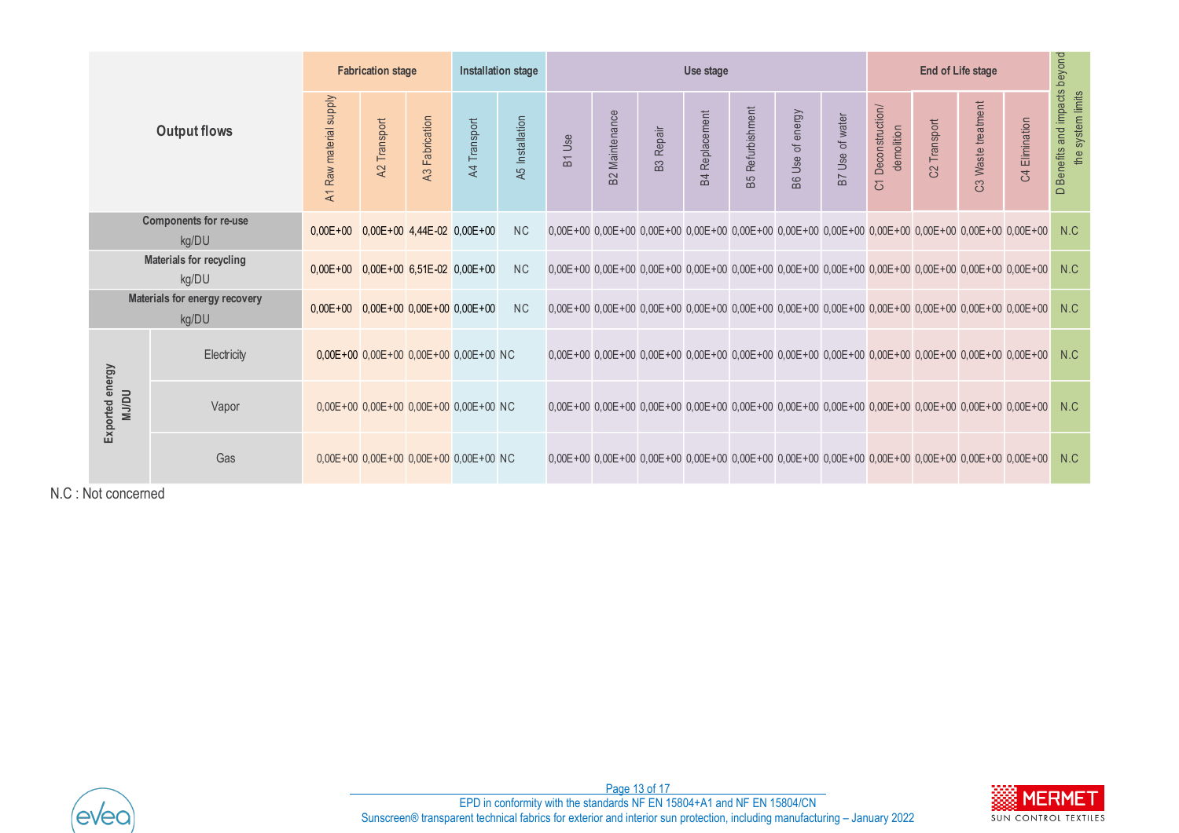| Output flows | | Fabrication stage | | | Installation stage | | Use stage | | | | | | | End of Life stage | | | | D Benefits and impacts beyond the system limits |
|---|---|---|---|---|---|---|---|---|---|---|---|---|---|---|---|---|---|---|
| | | A1 Raw material supply | A2 Transport | A3 Fabrication | A4 Transport | A5 Installation | B1 Use | B2 Maintenance | B3 Repair | B4 Replacement | B5 Refurbishment | B6 Use of energy | B7 Use of water | C1 Deconstruction/ demolition | C2 Transport | C3 Waste treatment | C4 Elimination | |
| Components for re-use kg/DU | | 0,00E+00 | 0,00E+00 | 4,44E-02 | 0,00E+00 | NC | 0,00E+00 | 0,00E+00 | 0,00E+00 | 0,00E+00 | 0,00E+00 | 0,00E+00 | 0,00E+00 | 0,00E+00 | 0,00E+00 | 0,00E+00 | 0,00E+00 | N.C |
| Materials for recycling kg/DU | | 0,00E+00 | 0,00E+00 | 6,51E-02 | 0,00E+00 | NC | 0,00E+00 | 0,00E+00 | 0,00E+00 | 0,00E+00 | 0,00E+00 | 0,00E+00 | 0,00E+00 | 0,00E+00 | 0,00E+00 | 0,00E+00 | 0,00E+00 | N.C |
| Materials for energy recovery kg/DU | | 0,00E+00 | 0,00E+00 | 0,00E+00 | 0,00E+00 | NC | 0,00E+00 | 0,00E+00 | 0,00E+00 | 0,00E+00 | 0,00E+00 | 0,00E+00 | 0,00E+00 | 0,00E+00 | 0,00E+00 | 0,00E+00 | 0,00E+00 | N.C |
| Exported energy MJ/DU | Electricity | 0,00E+00 | 0,00E+00 | 0,00E+00 | 0,00E+00 | NC | 0,00E+00 | 0,00E+00 | 0,00E+00 | 0,00E+00 | 0,00E+00 | 0,00E+00 | 0,00E+00 | 0,00E+00 | 0,00E+00 | 0,00E+00 | 0,00E+00 | N.C |
| | Vapor | 0,00E+00 | 0,00E+00 | 0,00E+00 | 0,00E+00 | NC | 0,00E+00 | 0,00E+00 | 0,00E+00 | 0,00E+00 | 0,00E+00 | 0,00E+00 | 0,00E+00 | 0,00E+00 | 0,00E+00 | 0,00E+00 | 0,00E+00 | N.C |
| | Gas | 0,00E+00 | 0,00E+00 | 0,00E+00 | 0,00E+00 | NC | 0,00E+00 | 0,00E+00 | 0,00E+00 | 0,00E+00 | 0,00E+00 | 0,00E+00 | 0,00E+00 | 0,00E+00 | 0,00E+00 | 0,00E+00 | 0,00E+00 | N.C |

N.C : Not concerned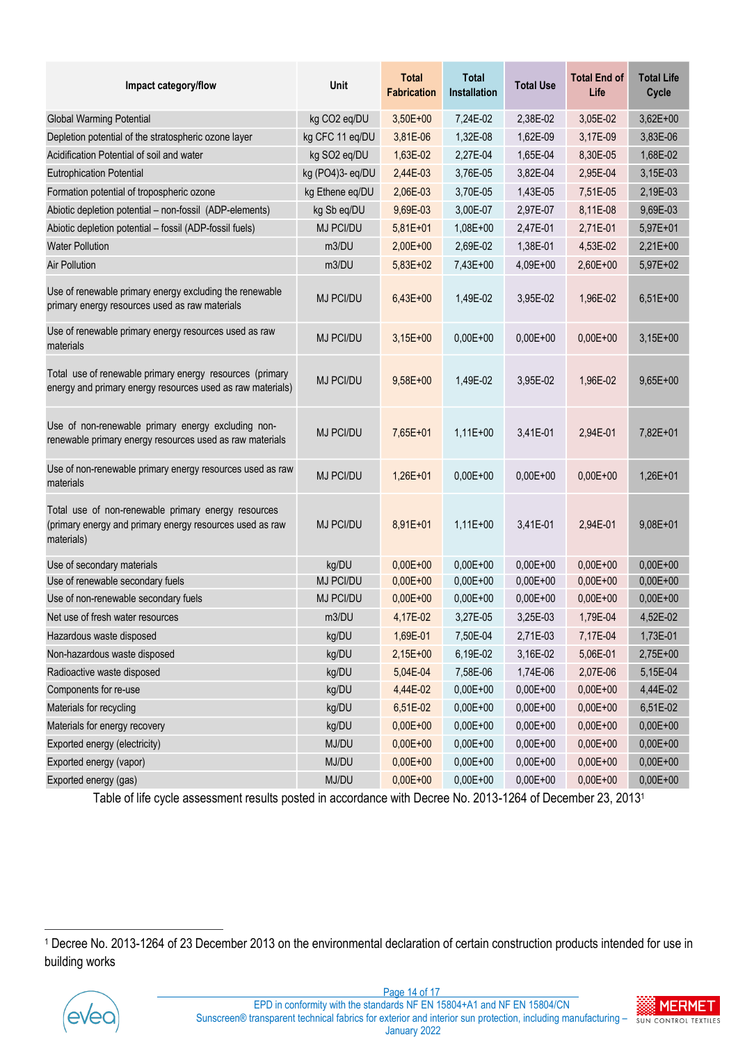| Impact category/flow | Unit | Total Fabrication | Total Installation | Total Use | Total End of Life | Total Life Cycle |
|---|---|---|---|---|---|---|
| Global Warming Potential | kg CO2 eq/DU | 3,50E+00 | 7,24E-02 | 2,38E-02 | 3,05E-02 | 3,62E+00 |
| Depletion potential of the stratospheric ozone layer | kg CFC 11 eq/DU | 3,81E-06 | 1,32E-08 | 1,62E-09 | 3,17E-09 | 3,83E-06 |
| Acidification Potential of soil and water | kg SO2 eq/DU | 1,63E-02 | 2,27E-04 | 1,65E-04 | 8,30E-05 | 1,68E-02 |
| Eutrophication Potential | kg (PO4)3- eq/DU | 2,44E-03 | 3,76E-05 | 3,82E-04 | 2,95E-04 | 3,15E-03 |
| Formation potential of tropospheric ozone | kg Ethene eq/DU | 2,06E-03 | 3,70E-05 | 1,43E-05 | 7,51E-05 | 2,19E-03 |
| Abiotic depletion potential – non-fossil (ADP-elements) | kg Sb eq/DU | 9,69E-03 | 3,00E-07 | 2,97E-07 | 8,11E-08 | 9,69E-03 |
| Abiotic depletion potential – fossil (ADP-fossil fuels) | MJ PCI/DU | 5,81E+01 | 1,08E+00 | 2,47E-01 | 2,71E-01 | 5,97E+01 |
| Water Pollution | m3/DU | 2,00E+00 | 2,69E-02 | 1,38E-01 | 4,53E-02 | 2,21E+00 |
| Air Pollution | m3/DU | 5,83E+02 | 7,43E+00 | 4,09E+00 | 2,60E+00 | 5,97E+02 |
| Use of renewable primary energy excluding the renewable primary energy resources used as raw materials | MJ PCI/DU | 6,43E+00 | 1,49E-02 | 3,95E-02 | 1,96E-02 | 6,51E+00 |
| Use of renewable primary energy resources used as raw materials | MJ PCI/DU | 3,15E+00 | 0,00E+00 | 0,00E+00 | 0,00E+00 | 3,15E+00 |
| Total use of renewable primary energy resources (primary energy and primary energy resources used as raw materials) | MJ PCI/DU | 9,58E+00 | 1,49E-02 | 3,95E-02 | 1,96E-02 | 9,65E+00 |
| Use of non-renewable primary energy excluding non-renewable primary energy resources used as raw materials | MJ PCI/DU | 7,65E+01 | 1,11E+00 | 3,41E-01 | 2,94E-01 | 7,82E+01 |
| Use of non-renewable primary energy resources used as raw materials | MJ PCI/DU | 1,26E+01 | 0,00E+00 | 0,00E+00 | 0,00E+00 | 1,26E+01 |
| Total use of non-renewable primary energy resources (primary energy and primary energy resources used as raw materials) | MJ PCI/DU | 8,91E+01 | 1,11E+00 | 3,41E-01 | 2,94E-01 | 9,08E+01 |
| Use of secondary materials | kg/DU | 0,00E+00 | 0,00E+00 | 0,00E+00 | 0,00E+00 | 0,00E+00 |
| Use of renewable secondary fuels | MJ PCI/DU | 0,00E+00 | 0,00E+00 | 0,00E+00 | 0,00E+00 | 0,00E+00 |
| Use of non-renewable secondary fuels | MJ PCI/DU | 0,00E+00 | 0,00E+00 | 0,00E+00 | 0,00E+00 | 0,00E+00 |
| Net use of fresh water resources | m3/DU | 4,17E-02 | 3,27E-05 | 3,25E-03 | 1,79E-04 | 4,52E-02 |
| Hazardous waste disposed | kg/DU | 1,69E-01 | 7,50E-04 | 2,71E-03 | 7,17E-04 | 1,73E-01 |
| Non-hazardous waste disposed | kg/DU | 2,15E+00 | 6,19E-02 | 3,16E-02 | 5,06E-01 | 2,75E+00 |
| Radioactive waste disposed | kg/DU | 5,04E-04 | 7,58E-06 | 1,74E-06 | 2,07E-06 | 5,15E-04 |
| Components for re-use | kg/DU | 4,44E-02 | 0,00E+00 | 0,00E+00 | 0,00E+00 | 4,44E-02 |
| Materials for recycling | kg/DU | 6,51E-02 | 0,00E+00 | 0,00E+00 | 0,00E+00 | 6,51E-02 |
| Materials for energy recovery | kg/DU | 0,00E+00 | 0,00E+00 | 0,00E+00 | 0,00E+00 | 0,00E+00 |
| Exported energy (electricity) | MJ/DU | 0,00E+00 | 0,00E+00 | 0,00E+00 | 0,00E+00 | 0,00E+00 |
| Exported energy (vapor) | MJ/DU | 0,00E+00 | 0,00E+00 | 0,00E+00 | 0,00E+00 | 0,00E+00 |
| Exported energy (gas) | MJ/DU | 0,00E+00 | 0,00E+00 | 0,00E+00 | 0,00E+00 | 0,00E+00 |

Table of life cycle assessment results posted in accordance with Decree No. 2013-1264 of December 23, 2013[1]

[1] Decree No. 2013-1264 of 23 December 2013 on the environmental declaration of certain construction products intended for use in building works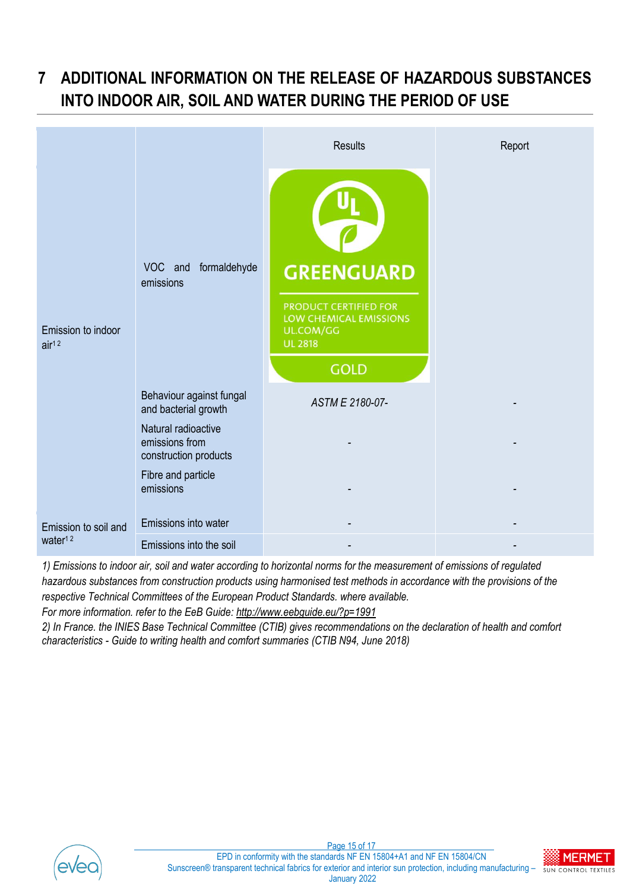# 7 ADDITIONAL INFORMATION ON THE RELEASE OF HAZARDOUS SUBSTANCES INTO INDOOR AIR, SOIL AND WATER DURING THE PERIOD OF USE

| | | Results | Report |
|---|---|---|---|
| Emission to indoor air[1,2] | VOC and formaldehyde emissions | GREENGUARD – PRODUCT CERTIFIED FOR LOW CHEMICAL EMISSIONS – UL.COM/GG – UL 2818 – GOLD | |
| | Behaviour against fungal and bacterial growth | *ASTM E 2180-07-* | - |
| | Natural radioactive emissions from construction products | - | - |
| | Fibre and particle emissions | - | - |
| Emission to soil and water[1,2] | Emissions into water | - | - |
| | Emissions into the soil | - | - |

*1) Emissions to indoor air, soil and water according to horizontal norms for the measurement of emissions of regulated hazardous substances from construction products using harmonised test methods in accordance with the provisions of the respective Technical Committees of the European Product Standards. where available.*

*For more information. refer to the EeB Guide: http://www.eebguide.eu/?p=1991*

*2) In France. the INIES Base Technical Committee (CTIB) gives recommendations on the declaration of health and comfort characteristics - Guide to writing health and comfort summaries (CTIB N94, June 2018)*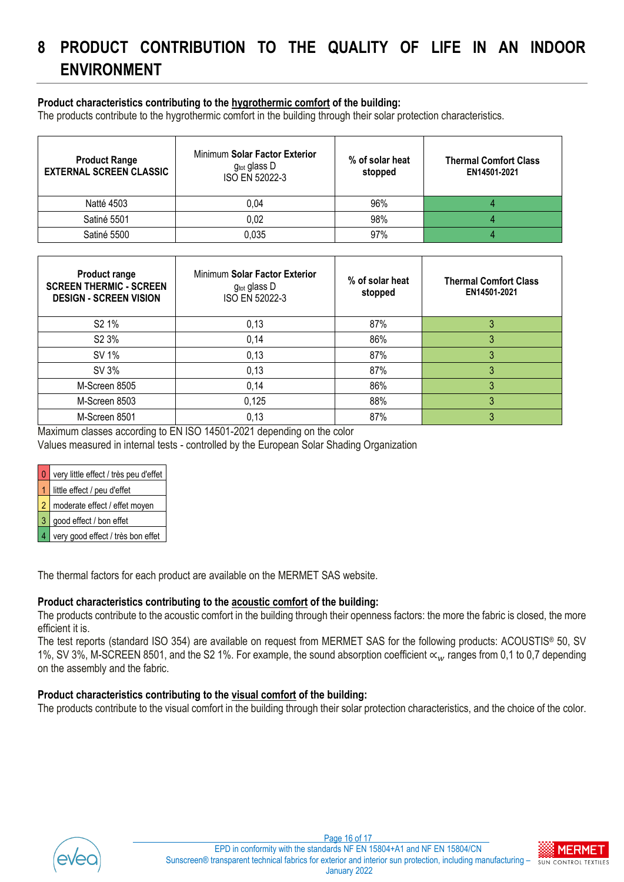# 8 PRODUCT CONTRIBUTION TO THE QUALITY OF LIFE IN AN INDOOR ENVIRONMENT

**Product characteristics contributing to the hygrothermic comfort of the building:**
The products contribute to the hygrothermic comfort in the building through their solar protection characteristics.

| **Product Range** **EXTERNAL SCREEN CLASSIC** | Minimum **Solar Factor Exterior** $g_{tot}$ glass D ISO EN 52022-3 | **% of solar heat stopped** | **Thermal Comfort Class EN14501-2021** |
|---|---|---|---|
| Natté 4503 | 0,04 | 96% | 4 |
| Satiné 5501 | 0,02 | 98% | 4 |
| Satiné 5500 | 0,035 | 97% | 4 |

| **Product range** **SCREEN THERMIC - SCREEN DESIGN - SCREEN VISION** | Minimum **Solar Factor Exterior** $g_{tot}$ glass D ISO EN 52022-3 | **% of solar heat stopped** | **Thermal Comfort Class EN14501-2021** |
|---|---|---|---|
| S2 1% | 0,13 | 87% | 3 |
| S2 3% | 0,14 | 86% | 3 |
| SV 1% | 0,13 | 87% | 3 |
| SV 3% | 0,13 | 87% | 3 |
| M-Screen 8505 | 0,14 | 86% | 3 |
| M-Screen 8503 | 0,125 | 88% | 3 |
| M-Screen 8501 | 0,13 | 87% | 3 |

Maximum classes according to EN ISO 14501-2021 depending on the color
Values measured in internal tests - controlled by the European Solar Shading Organization

| | |
|---|---|
| 0 | very little effect / très peu d'effet |
| 1 | little effect / peu d'effet |
| 2 | moderate effect / effet moyen |
| 3 | good effect / bon effet |
| 4 | very good effect / très bon effet |

The thermal factors for each product are available on the MERMET SAS website.

**Product characteristics contributing to the acoustic comfort of the building:**
The products contribute to the acoustic comfort in the building through their openness factors: the more the fabric is closed, the more efficient it is.
The test reports (standard ISO 354) are available on request from MERMET SAS for the following products: ACOUSTIS® 50, SV 1%, SV 3%, M-SCREEN 8501, and the S2 1%. For example, the sound absorption coefficient $\propto_w$ ranges from 0,1 to 0,7 depending on the assembly and the fabric.

**Product characteristics contributing to the visual comfort of the building:**
The products contribute to the visual comfort in the building through their solar protection characteristics, and the choice of the color.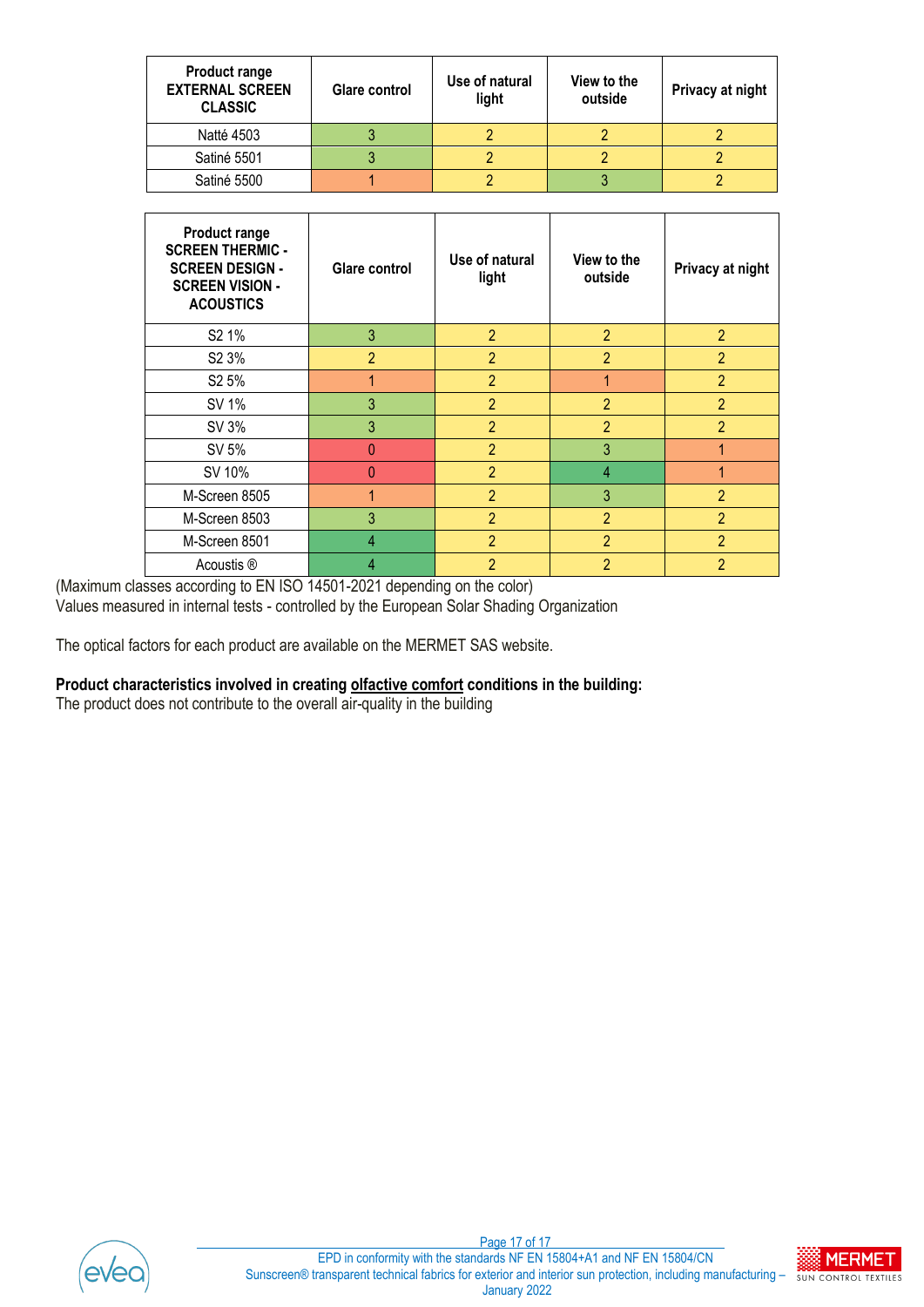| Product range EXTERNAL SCREEN CLASSIC | Glare control | Use of natural light | View to the outside | Privacy at night |
|---|---|---|---|---|
| Natté 4503 | 3 | 2 | 2 | 2 |
| Satiné 5501 | 3 | 2 | 2 | 2 |
| Satiné 5500 | 1 | 2 | 3 | 2 |

| Product range SCREEN THERMIC - SCREEN DESIGN - SCREEN VISION - ACOUSTICS | Glare control | Use of natural light | View to the outside | Privacy at night |
|---|---|---|---|---|
| S2 1% | 3 | 2 | 2 | 2 |
| S2 3% | 2 | 2 | 2 | 2 |
| S2 5% | 1 | 2 | 1 | 2 |
| SV 1% | 3 | 2 | 2 | 2 |
| SV 3% | 3 | 2 | 2 | 2 |
| SV 5% | 0 | 2 | 3 | 1 |
| SV 10% | 0 | 2 | 4 | 1 |
| M-Screen 8505 | 1 | 2 | 3 | 2 |
| M-Screen 8503 | 3 | 2 | 2 | 2 |
| M-Screen 8501 | 4 | 2 | 2 | 2 |
| Acoustis ® | 4 | 2 | 2 | 2 |

(Maximum classes according to EN ISO 14501-2021 depending on the color)
Values measured in internal tests - controlled by the European Solar Shading Organization

The optical factors for each product are available on the MERMET SAS website.

**Product characteristics involved in creating olfactive comfort conditions in the building:**
The product does not contribute to the overall air-quality in the building